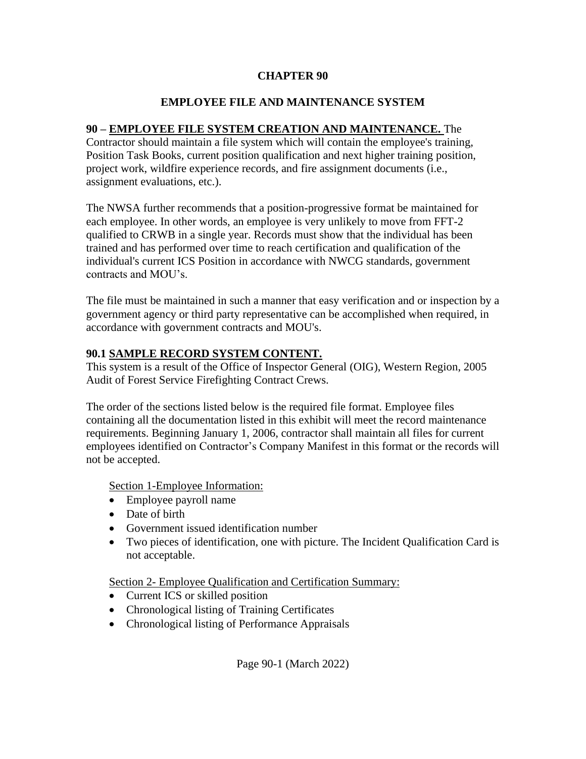# CHAPTER 90

## EMPLOYEE FILE AND MAINTENANCE SYSTEM

**90 – <u>EMPLOYEE FILE SYSTEM CREATION AND MAINTENANCE.</u>** The Contractor should maintain a file system which will contain the employee's training, Position Task Books, current position qualification and next higher training position, project work, wildfire experience records, and fire assignment documents (i.e., assignment evaluations, etc.).

The NWSA further recommends that a position-progressive format be maintained for each employee. In other words, an employee is very unlikely to move from FFT-2 qualified to CRWB in a single year. Records must show that the individual has been trained and has performed over time to reach certification and qualification of the individual's current ICS Position in accordance with NWCG standards, government contracts and MOU's.

The file must be maintained in such a manner that easy verification and or inspection by a government agency or third party representative can be accomplished when required, in accordance with government contracts and MOU's.

### 90.1 <u>SAMPLE RECORD SYSTEM CONTENT.</u>

This system is a result of the Office of Inspector General (OIG), Western Region, 2005 Audit of Forest Service Firefighting Contract Crews.

The order of the sections listed below is the required file format. Employee files containing all the documentation listed in this exhibit will meet the record maintenance requirements. Beginning January 1, 2006, contractor shall maintain all files for current employees identified on Contractor's Company Manifest in this format or the records will not be accepted.

<u>Section 1-Employee Information:</u>

- Employee payroll name
- Date of birth
- Government issued identification number
- Two pieces of identification, one with picture. The Incident Qualification Card is not acceptable.

<u>Section 2- Employee Qualification and Certification Summary:</u>

- Current ICS or skilled position
- Chronological listing of Training Certificates
- Chronological listing of Performance Appraisals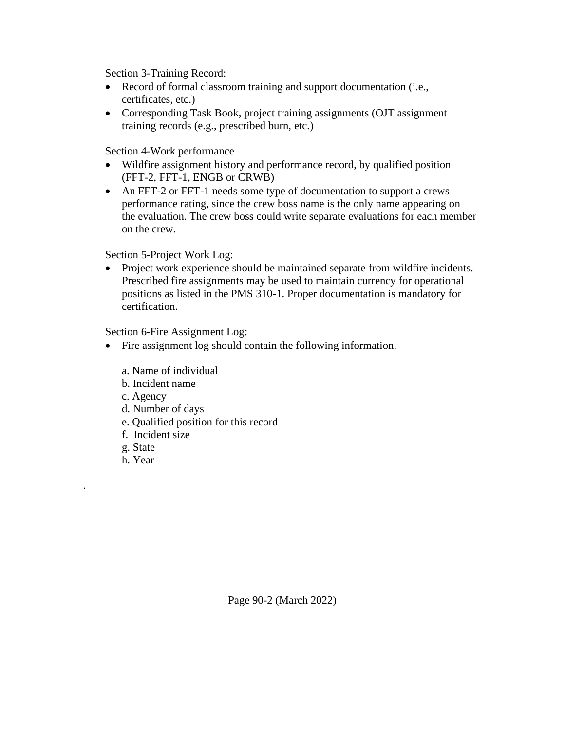<u>Section 3-Training Record:</u>

- Record of formal classroom training and support documentation (i.e., certificates, etc.)
- Corresponding Task Book, project training assignments (OJT assignment training records (e.g., prescribed burn, etc.)

<u>Section 4-Work performance</u>

- Wildfire assignment history and performance record, by qualified position (FFT-2, FFT-1, ENGB or CRWB)
- An FFT-2 or FFT-1 needs some type of documentation to support a crews performance rating, since the crew boss name is the only name appearing on the evaluation. The crew boss could write separate evaluations for each member on the crew.

<u>Section 5-Project Work Log:</u>

- Project work experience should be maintained separate from wildfire incidents. Prescribed fire assignments may be used to maintain currency for operational positions as listed in the PMS 310-1. Proper documentation is mandatory for certification.

<u>Section 6-Fire Assignment Log:</u>

- Fire assignment log should contain the following information.

  a. Name of individual
  b. Incident name
  c. Agency
  d. Number of days
  e. Qualified position for this record
  f. Incident size
  g. State
  h. Year

.